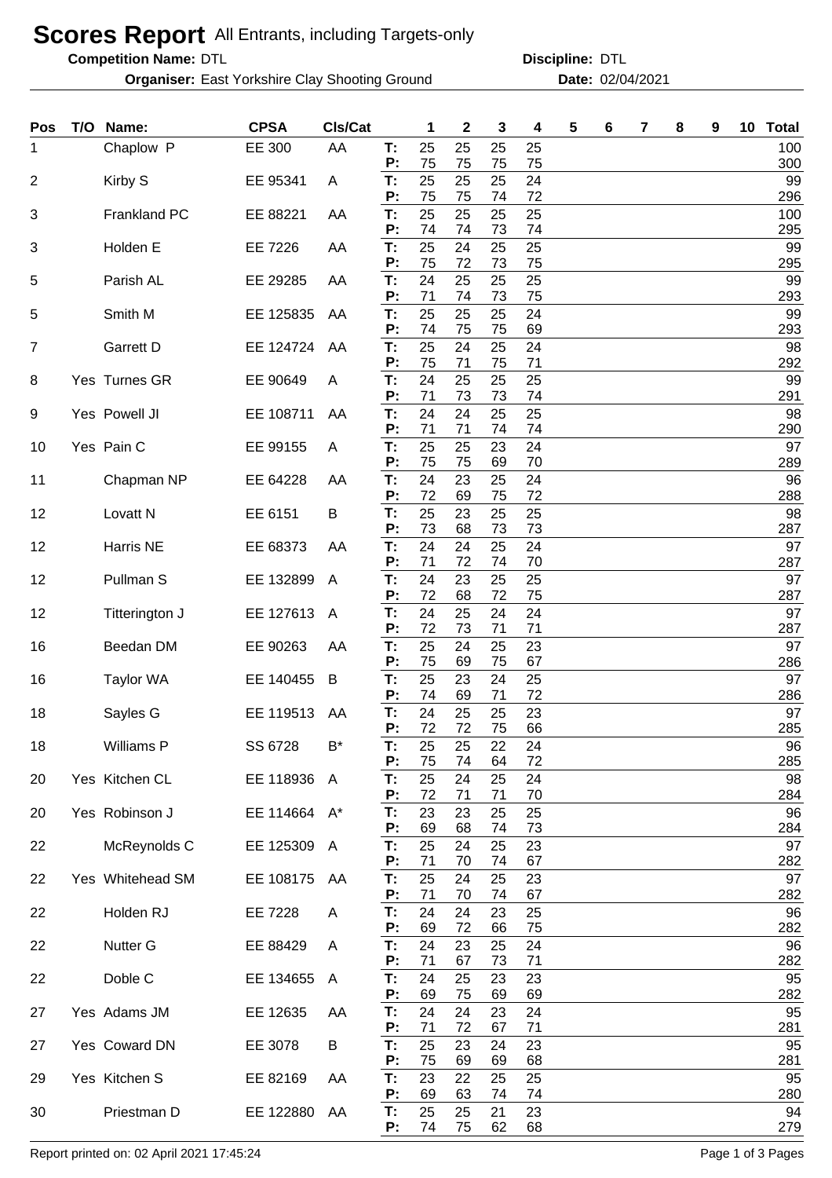# Scores Report All Entrants, including Targets-only

**Competition Name:** DTL **Discipline:** DTL

**Organiser:** East Yorkshire Clay Shooting Ground **Date:** 02/04/2021

| Pos | T/O | Name: | CPSA | Cls/Cat | | 1 | 2 | 3 | 4 | 5 | 6 | 7 | 8 | 9 | 10 | Total |
|---|---|---|---|---|---|---|---|---|---|---|---|---|---|---|---|---|
| 1 | | Chaplow P | EE 300 | AA | T: | 25 | 25 | 25 | 25 | | | | | | | 100 |
| | | | | | P: | 75 | 75 | 75 | 75 | | | | | | | 300 |
| 2 | | Kirby S | EE 95341 | A | T: | 25 | 25 | 25 | 24 | | | | | | | 99 |
| | | | | | P: | 75 | 75 | 74 | 72 | | | | | | | 296 |
| 3 | | Frankland PC | EE 88221 | AA | T: | 25 | 25 | 25 | 25 | | | | | | | 100 |
| | | | | | P: | 74 | 74 | 73 | 74 | | | | | | | 295 |
| 3 | | Holden E | EE 7226 | AA | T: | 25 | 24 | 25 | 25 | | | | | | | 99 |
| | | | | | P: | 75 | 72 | 73 | 75 | | | | | | | 295 |
| 5 | | Parish AL | EE 29285 | AA | T: | 24 | 25 | 25 | 25 | | | | | | | 99 |
| | | | | | P: | 71 | 74 | 73 | 75 | | | | | | | 293 |
| 5 | | Smith M | EE 125835 | AA | T: | 25 | 25 | 25 | 24 | | | | | | | 99 |
| | | | | | P: | 74 | 75 | 75 | 69 | | | | | | | 293 |
| 7 | | Garrett D | EE 124724 | AA | T: | 25 | 24 | 25 | 24 | | | | | | | 98 |
| | | | | | P: | 75 | 71 | 75 | 71 | | | | | | | 292 |
| 8 | Yes | Turnes GR | EE 90649 | A | T: | 24 | 25 | 25 | 25 | | | | | | | 99 |
| | | | | | P: | 71 | 73 | 73 | 74 | | | | | | | 291 |
| 9 | Yes | Powell JI | EE 108711 | AA | T: | 24 | 24 | 25 | 25 | | | | | | | 98 |
| | | | | | P: | 71 | 71 | 74 | 74 | | | | | | | 290 |
| 10 | Yes | Pain C | EE 99155 | A | T: | 25 | 25 | 23 | 24 | | | | | | | 97 |
| | | | | | P: | 75 | 75 | 69 | 70 | | | | | | | 289 |
| 11 | | Chapman NP | EE 64228 | AA | T: | 24 | 23 | 25 | 24 | | | | | | | 96 |
| | | | | | P: | 72 | 69 | 75 | 72 | | | | | | | 288 |
| 12 | | Lovatt N | EE 6151 | B | T: | 25 | 23 | 25 | 25 | | | | | | | 98 |
| | | | | | P: | 73 | 68 | 73 | 73 | | | | | | | 287 |
| 12 | | Harris NE | EE 68373 | AA | T: | 24 | 24 | 25 | 24 | | | | | | | 97 |
| | | | | | P: | 71 | 72 | 74 | 70 | | | | | | | 287 |
| 12 | | Pullman S | EE 132899 | A | T: | 24 | 23 | 25 | 25 | | | | | | | 97 |
| | | | | | P: | 72 | 68 | 72 | 75 | | | | | | | 287 |
| 12 | | Titterington J | EE 127613 | A | T: | 24 | 25 | 24 | 24 | | | | | | | 97 |
| | | | | | P: | 72 | 73 | 71 | 71 | | | | | | | 287 |
| 16 | | Beedan DM | EE 90263 | AA | T: | 25 | 24 | 25 | 23 | | | | | | | 97 |
| | | | | | P: | 75 | 69 | 75 | 67 | | | | | | | 286 |
| 16 | | Taylor WA | EE 140455 | B | T: | 25 | 23 | 24 | 25 | | | | | | | 97 |
| | | | | | P: | 74 | 69 | 71 | 72 | | | | | | | 286 |
| 18 | | Sayles G | EE 119513 | AA | T: | 24 | 25 | 25 | 23 | | | | | | | 97 |
| | | | | | P: | 72 | 72 | 75 | 66 | | | | | | | 285 |
| 18 | | Williams P | SS 6728 | B* | T: | 25 | 25 | 22 | 24 | | | | | | | 96 |
| | | | | | P: | 75 | 74 | 64 | 72 | | | | | | | 285 |
| 20 | Yes | Kitchen CL | EE 118936 | A | T: | 25 | 24 | 25 | 24 | | | | | | | 98 |
| | | | | | P: | 72 | 71 | 71 | 70 | | | | | | | 284 |
| 20 | Yes | Robinson J | EE 114664 | A* | T: | 23 | 23 | 25 | 25 | | | | | | | 96 |
| | | | | | P: | 69 | 68 | 74 | 73 | | | | | | | 284 |
| 22 | | McReynolds C | EE 125309 | A | T: | 25 | 24 | 25 | 23 | | | | | | | 97 |
| | | | | | P: | 71 | 70 | 74 | 67 | | | | | | | 282 |
| 22 | Yes | Whitehead SM | EE 108175 | AA | T: | 25 | 24 | 25 | 23 | | | | | | | 97 |
| | | | | | P: | 71 | 70 | 74 | 67 | | | | | | | 282 |
| 22 | | Holden RJ | EE 7228 | A | T: | 24 | 24 | 23 | 25 | | | | | | | 96 |
| | | | | | P: | 69 | 72 | 66 | 75 | | | | | | | 282 |
| 22 | | Nutter G | EE 88429 | A | T: | 24 | 23 | 25 | 24 | | | | | | | 96 |
| | | | | | P: | 71 | 67 | 73 | 71 | | | | | | | 282 |
| 22 | | Doble C | EE 134655 | A | T: | 24 | 25 | 23 | 23 | | | | | | | 95 |
| | | | | | P: | 69 | 75 | 69 | 69 | | | | | | | 282 |
| 27 | Yes | Adams JM | EE 12635 | AA | T: | 24 | 24 | 23 | 24 | | | | | | | 95 |
| | | | | | P: | 71 | 72 | 67 | 71 | | | | | | | 281 |
| 27 | Yes | Coward DN | EE 3078 | B | T: | 25 | 23 | 24 | 23 | | | | | | | 95 |
| | | | | | P: | 75 | 69 | 69 | 68 | | | | | | | 281 |
| 29 | Yes | Kitchen S | EE 82169 | AA | T: | 23 | 22 | 25 | 25 | | | | | | | 95 |
| | | | | | P: | 69 | 63 | 74 | 74 | | | | | | | 280 |
| 30 | | Priestman D | EE 122880 | AA | T: | 25 | 25 | 21 | 23 | | | | | | | 94 |
| | | | | | P: | 74 | 75 | 62 | 68 | | | | | | | 279 |

Report printed on: 02 April 2021 17:45:24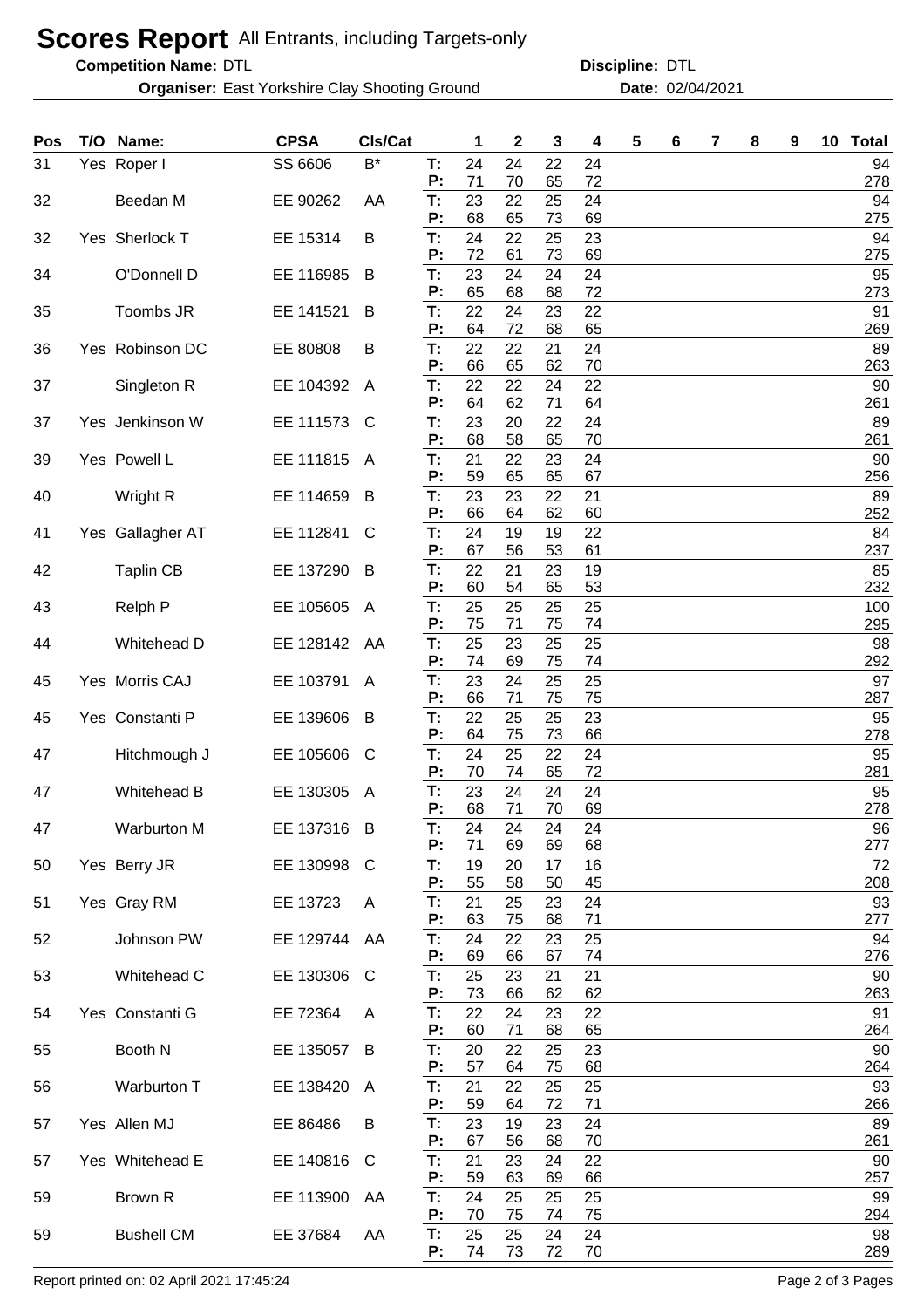# Scores Report All Entrants, including Targets-only

**Competition Name:** DTL **Discipline:** DTL

**Organiser:** East Yorkshire Clay Shooting Ground **Date:** 02/04/2021

| Pos | T/O | Name: | CPSA | Cls/Cat | | 1 | 2 | 3 | 4 | 5 | 6 | 7 | 8 | 9 | 10 | Total |
|---|---|---|---|---|---|---|---|---|---|---|---|---|---|---|---|---|
| 31 | Yes | Roper I | SS 6606 | B* | T: | 24 | 24 | 22 | 24 | | | | | | | 94 |
| | | | | | P: | 71 | 70 | 65 | 72 | | | | | | | 278 |
| 32 | | Beedan M | EE 90262 | AA | T: | 23 | 22 | 25 | 24 | | | | | | | 94 |
| | | | | | P: | 68 | 65 | 73 | 69 | | | | | | | 275 |
| 32 | Yes | Sherlock T | EE 15314 | B | T: | 24 | 22 | 25 | 23 | | | | | | | 94 |
| | | | | | P: | 72 | 61 | 73 | 69 | | | | | | | 275 |
| 34 | | O'Donnell D | EE 116985 | B | T: | 23 | 24 | 24 | 24 | | | | | | | 95 |
| | | | | | P: | 65 | 68 | 68 | 72 | | | | | | | 273 |
| 35 | | Toombs JR | EE 141521 | B | T: | 22 | 24 | 23 | 22 | | | | | | | 91 |
| | | | | | P: | 64 | 72 | 68 | 65 | | | | | | | 269 |
| 36 | Yes | Robinson DC | EE 80808 | B | T: | 22 | 22 | 21 | 24 | | | | | | | 89 |
| | | | | | P: | 66 | 65 | 62 | 70 | | | | | | | 263 |
| 37 | | Singleton R | EE 104392 | A | T: | 22 | 22 | 24 | 22 | | | | | | | 90 |
| | | | | | P: | 64 | 62 | 71 | 64 | | | | | | | 261 |
| 37 | Yes | Jenkinson W | EE 111573 | C | T: | 23 | 20 | 22 | 24 | | | | | | | 89 |
| | | | | | P: | 68 | 58 | 65 | 70 | | | | | | | 261 |
| 39 | Yes | Powell L | EE 111815 | A | T: | 21 | 22 | 23 | 24 | | | | | | | 90 |
| | | | | | P: | 59 | 65 | 65 | 67 | | | | | | | 256 |
| 40 | | Wright R | EE 114659 | B | T: | 23 | 23 | 22 | 21 | | | | | | | 89 |
| | | | | | P: | 66 | 64 | 62 | 60 | | | | | | | 252 |
| 41 | Yes | Gallagher AT | EE 112841 | C | T: | 24 | 19 | 19 | 22 | | | | | | | 84 |
| | | | | | P: | 67 | 56 | 53 | 61 | | | | | | | 237 |
| 42 | | Taplin CB | EE 137290 | B | T: | 22 | 21 | 23 | 19 | | | | | | | 85 |
| | | | | | P: | 60 | 54 | 65 | 53 | | | | | | | 232 |
| 43 | | Relph P | EE 105605 | A | T: | 25 | 25 | 25 | 25 | | | | | | | 100 |
| | | | | | P: | 75 | 71 | 75 | 74 | | | | | | | 295 |
| 44 | | Whitehead D | EE 128142 | AA | T: | 25 | 23 | 25 | 25 | | | | | | | 98 |
| | | | | | P: | 74 | 69 | 75 | 74 | | | | | | | 292 |
| 45 | Yes | Morris CAJ | EE 103791 | A | T: | 23 | 24 | 25 | 25 | | | | | | | 97 |
| | | | | | P: | 66 | 71 | 75 | 75 | | | | | | | 287 |
| 45 | Yes | Constanti P | EE 139606 | B | T: | 22 | 25 | 25 | 23 | | | | | | | 95 |
| | | | | | P: | 64 | 75 | 73 | 66 | | | | | | | 278 |
| 47 | | Hitchmough J | EE 105606 | C | T: | 24 | 25 | 22 | 24 | | | | | | | 95 |
| | | | | | P: | 70 | 74 | 65 | 72 | | | | | | | 281 |
| 47 | | Whitehead B | EE 130305 | A | T: | 23 | 24 | 24 | 24 | | | | | | | 95 |
| | | | | | P: | 68 | 71 | 70 | 69 | | | | | | | 278 |
| 47 | | Warburton M | EE 137316 | B | T: | 24 | 24 | 24 | 24 | | | | | | | 96 |
| | | | | | P: | 71 | 69 | 69 | 68 | | | | | | | 277 |
| 50 | Yes | Berry JR | EE 130998 | C | T: | 19 | 20 | 17 | 16 | | | | | | | 72 |
| | | | | | P: | 55 | 58 | 50 | 45 | | | | | | | 208 |
| 51 | Yes | Gray RM | EE 13723 | A | T: | 21 | 25 | 23 | 24 | | | | | | | 93 |
| | | | | | P: | 63 | 75 | 68 | 71 | | | | | | | 277 |
| 52 | | Johnson PW | EE 129744 | AA | T: | 24 | 22 | 23 | 25 | | | | | | | 94 |
| | | | | | P: | 69 | 66 | 67 | 74 | | | | | | | 276 |
| 53 | | Whitehead C | EE 130306 | C | T: | 25 | 23 | 21 | 21 | | | | | | | 90 |
| | | | | | P: | 73 | 66 | 62 | 62 | | | | | | | 263 |
| 54 | Yes | Constanti G | EE 72364 | A | T: | 22 | 24 | 23 | 22 | | | | | | | 91 |
| | | | | | P: | 60 | 71 | 68 | 65 | | | | | | | 264 |
| 55 | | Booth N | EE 135057 | B | T: | 20 | 22 | 25 | 23 | | | | | | | 90 |
| | | | | | P: | 57 | 64 | 75 | 68 | | | | | | | 264 |
| 56 | | Warburton T | EE 138420 | A | T: | 21 | 22 | 25 | 25 | | | | | | | 93 |
| | | | | | P: | 59 | 64 | 72 | 71 | | | | | | | 266 |
| 57 | Yes | Allen MJ | EE 86486 | B | T: | 23 | 19 | 23 | 24 | | | | | | | 89 |
| | | | | | P: | 67 | 56 | 68 | 70 | | | | | | | 261 |
| 57 | Yes | Whitehead E | EE 140816 | C | T: | 21 | 23 | 24 | 22 | | | | | | | 90 |
| | | | | | P: | 59 | 63 | 69 | 66 | | | | | | | 257 |
| 59 | | Brown R | EE 113900 | AA | T: | 24 | 25 | 25 | 25 | | | | | | | 99 |
| | | | | | P: | 70 | 75 | 74 | 75 | | | | | | | 294 |
| 59 | | Bushell CM | EE 37684 | AA | T: | 25 | 25 | 24 | 24 | | | | | | | 98 |
| | | | | | P: | 74 | 73 | 72 | 70 | | | | | | | 289 |

Report printed on: 02 April 2021 17:45:24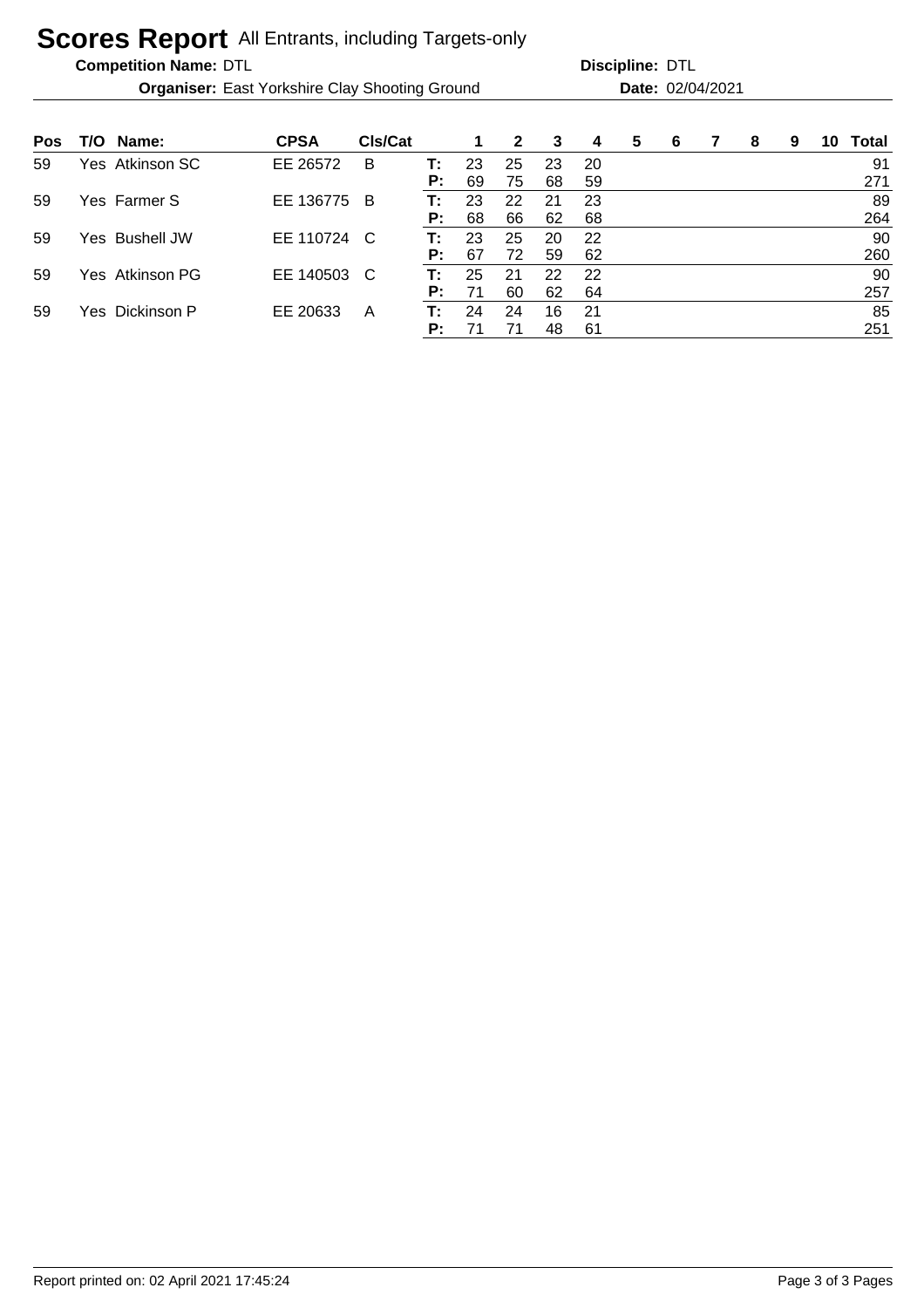# Scores Report All Entrants, including Targets-only

**Competition Name:** DTL **Discipline:** DTL

**Organiser:** East Yorkshire Clay Shooting Ground **Date:** 02/04/2021

| Pos | T/O | Name: | CPSA | Cls/Cat | | 1 | 2 | 3 | 4 | 5 | 6 | 7 | 8 | 9 | 10 | Total |
|---|---|---|---|---|---|---|---|---|---|---|---|---|---|---|---|---|
| 59 | Yes | Atkinson SC | EE 26572 | B | T: | 23 | 25 | 23 | 20 | | | | | | | 91 |
| | | | | | P: | 69 | 75 | 68 | 59 | | | | | | | 271 |
| 59 | Yes | Farmer S | EE 136775 | B | T: | 23 | 22 | 21 | 23 | | | | | | | 89 |
| | | | | | P: | 68 | 66 | 62 | 68 | | | | | | | 264 |
| 59 | Yes | Bushell JW | EE 110724 | C | T: | 23 | 25 | 20 | 22 | | | | | | | 90 |
| | | | | | P: | 67 | 72 | 59 | 62 | | | | | | | 260 |
| 59 | Yes | Atkinson PG | EE 140503 | C | T: | 25 | 21 | 22 | 22 | | | | | | | 90 |
| | | | | | P: | 71 | 60 | 62 | 64 | | | | | | | 257 |
| 59 | Yes | Dickinson P | EE 20633 | A | T: | 24 | 24 | 16 | 21 | | | | | | | 85 |
| | | | | | P: | 71 | 71 | 48 | 61 | | | | | | | 251 |

Report printed on: 02 April 2021 17:45:24